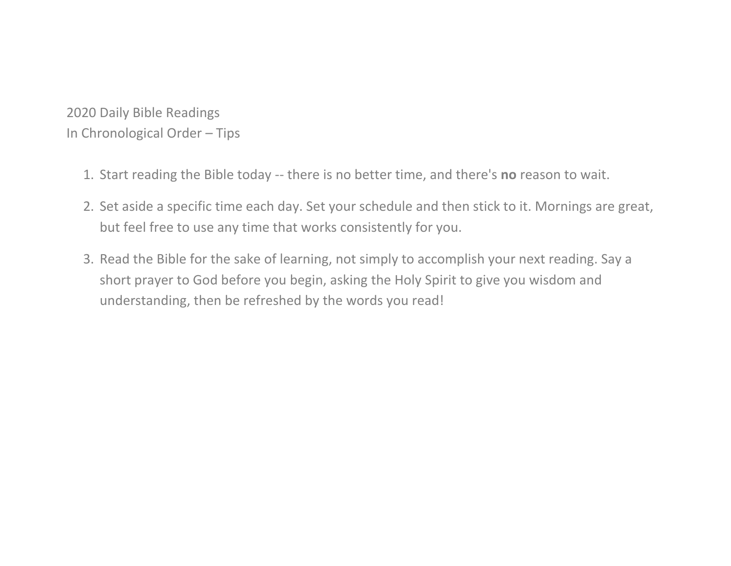# 2020 Daily Bible Readings
## In Chronological Order – Tips

1. Start reading the Bible today -- there is no better time, and there's **no** reason to wait.
2. Set aside a specific time each day. Set your schedule and then stick to it. Mornings are great, but feel free to use any time that works consistently for you.
3. Read the Bible for the sake of learning, not simply to accomplish your next reading. Say a short prayer to God before you begin, asking the Holy Spirit to give you wisdom and understanding, then be refreshed by the words you read!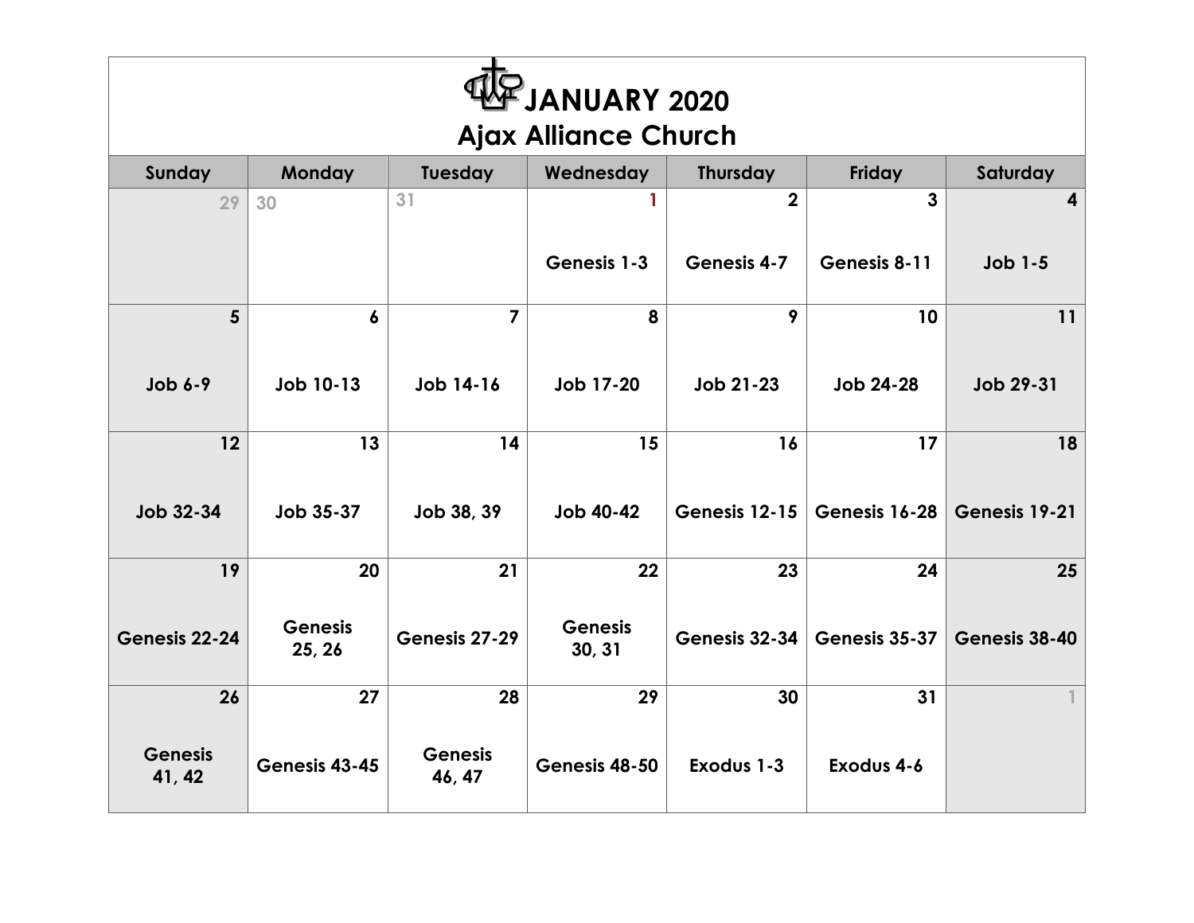# JANUARY 2020

## Ajax Alliance Church

| Sunday | Monday | Tuesday | Wednesday | Thursday | Friday | Saturday |
| --- | --- | --- | --- | --- | --- | --- |
| 29 | 30 | 31 | 1<br>Genesis 1-3 | 2<br>Genesis 4-7 | 3<br>Genesis 8-11 | 4<br>Job 1-5 |
| 5<br>Job 6-9 | 6<br>Job 10-13 | 7<br>Job 14-16 | 8<br>Job 17-20 | 9<br>Job 21-23 | 10<br>Job 24-28 | 11<br>Job 29-31 |
| 12<br>Job 32-34 | 13<br>Job 35-37 | 14<br>Job 38, 39 | 15<br>Job 40-42 | 16<br>Genesis 12-15 | 17<br>Genesis 16-28 | 18<br>Genesis 19-21 |
| 19<br>Genesis 22-24 | 20<br>Genesis 25, 26 | 21<br>Genesis 27-29 | 22<br>Genesis 30, 31 | 23<br>Genesis 32-34 | 24<br>Genesis 35-37 | 25<br>Genesis 38-40 |
| 26<br>Genesis 41, 42 | 27<br>Genesis 43-45 | 28<br>Genesis 46, 47 | 29<br>Genesis 48-50 | 30<br>Exodus 1-3 | 31<br>Exodus 4-6 | 1 |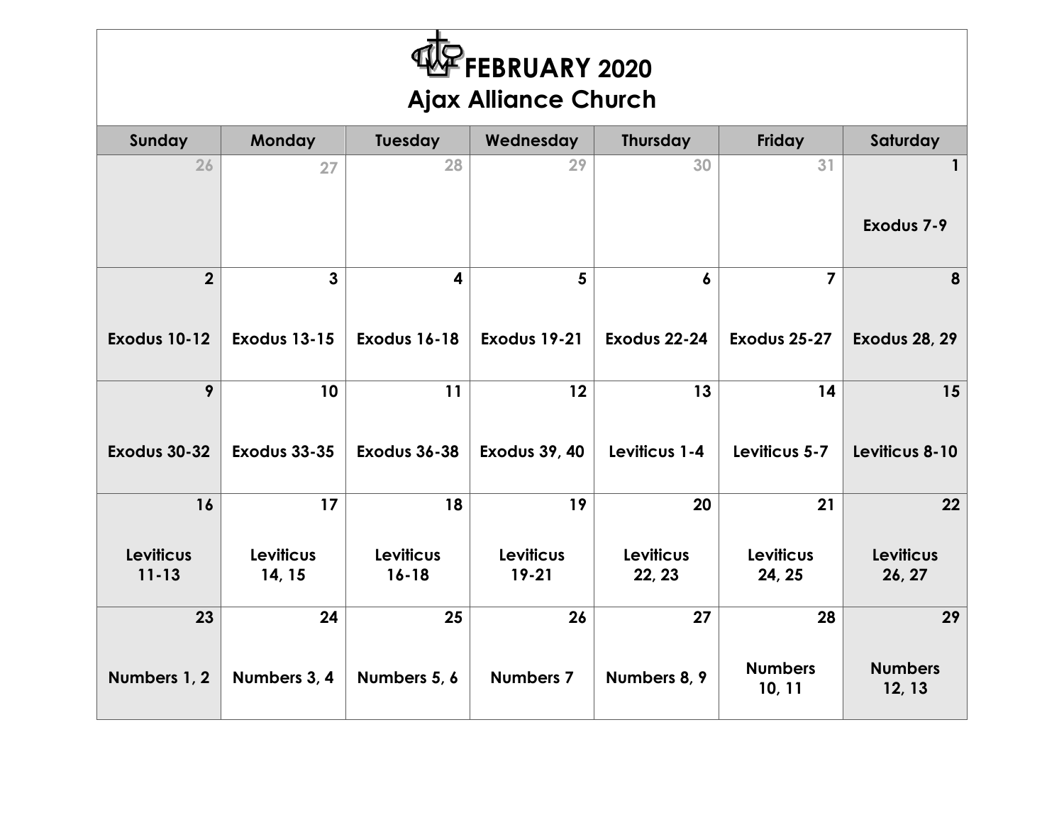# FEBRUARY 2020

## Ajax Alliance Church

| Sunday | Monday | Tuesday | Wednesday | Thursday | Friday | Saturday |
|---|---|---|---|---|---|---|
| 26 | 27 | 28 | 29 | 30 | 31 | 1<br>**Exodus 7-9** |
| 2<br>**Exodus 10-12** | 3<br>**Exodus 13-15** | 4<br>**Exodus 16-18** | 5<br>**Exodus 19-21** | 6<br>**Exodus 22-24** | 7<br>**Exodus 25-27** | 8<br>**Exodus 28, 29** |
| 9<br>**Exodus 30-32** | 10<br>**Exodus 33-35** | 11<br>**Exodus 36-38** | 12<br>**Exodus 39, 40** | 13<br>**Leviticus 1-4** | 14<br>**Leviticus 5-7** | 15<br>**Leviticus 8-10** |
| 16<br>**Leviticus 11-13** | 17<br>**Leviticus 14, 15** | 18<br>**Leviticus 16-18** | 19<br>**Leviticus 19-21** | 20<br>**Leviticus 22, 23** | 21<br>**Leviticus 24, 25** | 22<br>**Leviticus 26, 27** |
| 23<br>**Numbers 1, 2** | 24<br>**Numbers 3, 4** | 25<br>**Numbers 5, 6** | 26<br>**Numbers 7** | 27<br>**Numbers 8, 9** | 28<br>**Numbers 10, 11** | 29<br>**Numbers 12, 13** |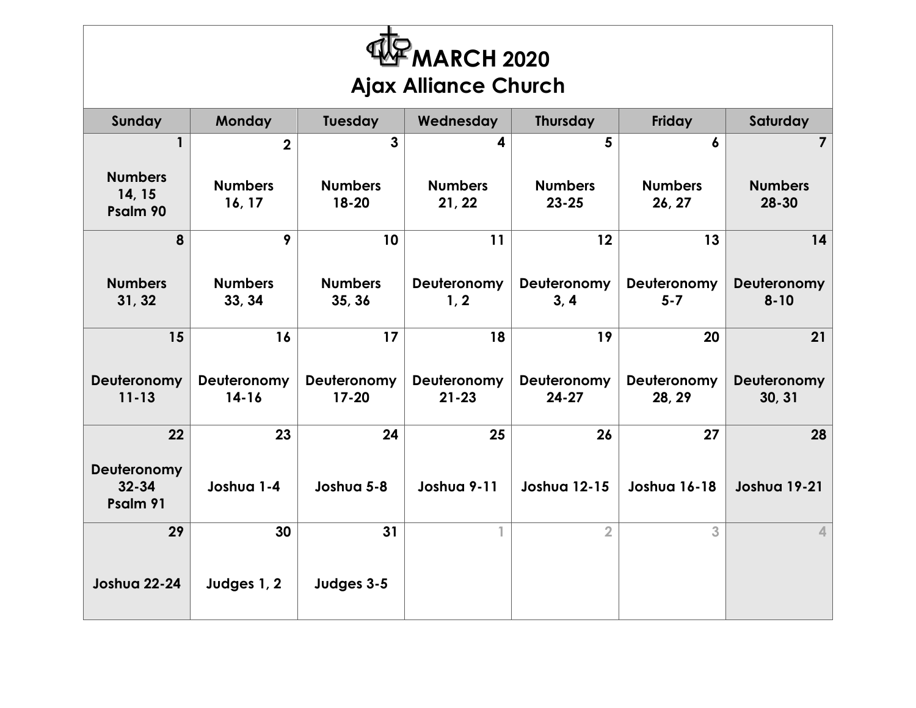# MARCH 2020

## Ajax Alliance Church

| Sunday | Monday | Tuesday | Wednesday | Thursday | Friday | Saturday |
|---|---|---|---|---|---|---|
| 1<br>Numbers 14, 15<br>Psalm 90 | 2<br>Numbers 16, 17 | 3<br>Numbers 18-20 | 4<br>Numbers 21, 22 | 5<br>Numbers 23-25 | 6<br>Numbers 26, 27 | 7<br>Numbers 28-30 |
| 8<br>Numbers 31, 32 | 9<br>Numbers 33, 34 | 10<br>Numbers 35, 36 | 11<br>Deuteronomy 1, 2 | 12<br>Deuteronomy 3, 4 | 13<br>Deuteronomy 5-7 | 14<br>Deuteronomy 8-10 |
| 15<br>Deuteronomy 11-13 | 16<br>Deuteronomy 14-16 | 17<br>Deuteronomy 17-20 | 18<br>Deuteronomy 21-23 | 19<br>Deuteronomy 24-27 | 20<br>Deuteronomy 28, 29 | 21<br>Deuteronomy 30, 31 |
| 22<br>Deuteronomy 32-34<br>Psalm 91 | 23<br>Joshua 1-4 | 24<br>Joshua 5-8 | 25<br>Joshua 9-11 | 26<br>Joshua 12-15 | 27<br>Joshua 16-18 | 28<br>Joshua 19-21 |
| 29<br>Joshua 22-24 | 30<br>Judges 1, 2 | 31<br>Judges 3-5 | 1 | 2 | 3 | 4 |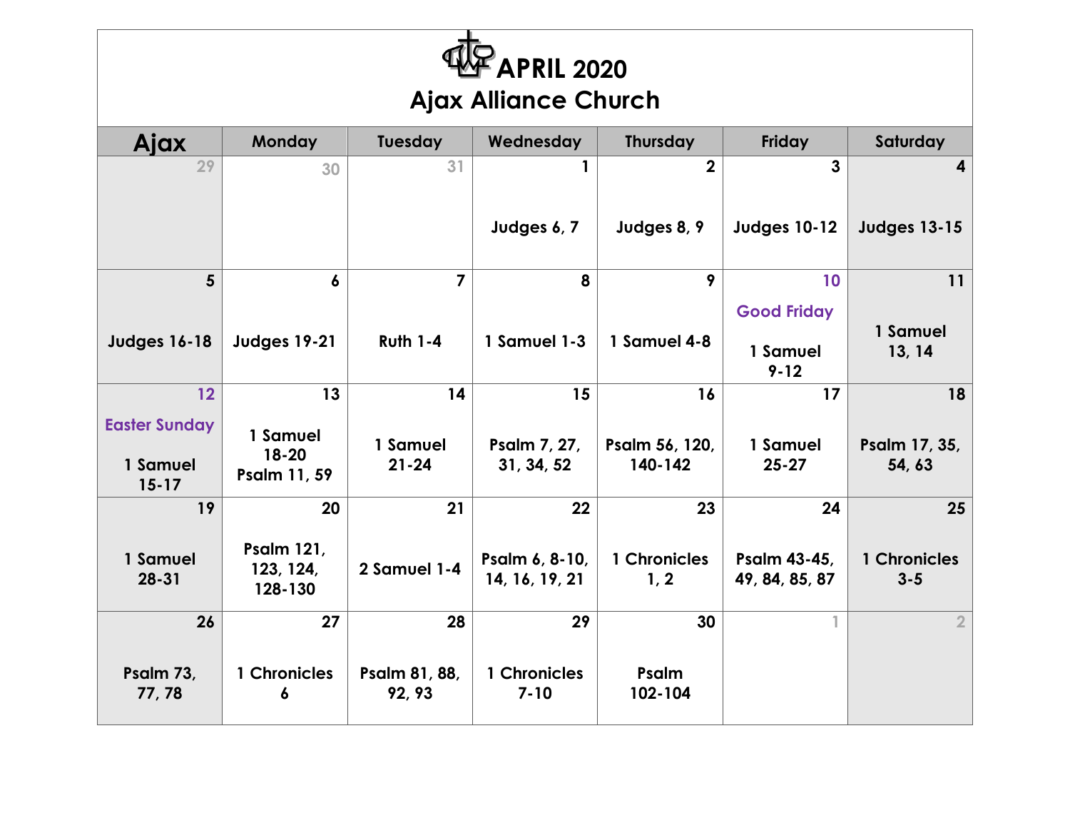# APRIL 2020
## Ajax Alliance Church

| Ajax | Monday | Tuesday | Wednesday | Thursday | Friday | Saturday |
|---|---|---|---|---|---|---|
| 29 | 30 | 31 | 1<br>Judges 6, 7 | 2<br>Judges 8, 9 | 3<br>Judges 10-12 | 4<br>Judges 13-15 |
| 5<br>Judges 16-18 | 6<br>Judges 19-21 | 7<br>Ruth 1-4 | 8<br>1 Samuel 1-3 | 9<br>1 Samuel 4-8 | 10<br>Good Friday<br>1 Samuel 9-12 | 11<br>1 Samuel 13, 14 |
| 12<br>Easter Sunday<br>1 Samuel 15-17 | 13<br>1 Samuel 18-20<br>Psalm 11, 59 | 14<br>1 Samuel 21-24 | 15<br>Psalm 7, 27, 31, 34, 52 | 16<br>Psalm 56, 120, 140-142 | 17<br>1 Samuel 25-27 | 18<br>Psalm 17, 35, 54, 63 |
| 19<br>1 Samuel 28-31 | 20<br>Psalm 121, 123, 124, 128-130 | 21<br>2 Samuel 1-4 | 22<br>Psalm 6, 8-10, 14, 16, 19, 21 | 23<br>1 Chronicles 1, 2 | 24<br>Psalm 43-45, 49, 84, 85, 87 | 25<br>1 Chronicles 3-5 |
| 26<br>Psalm 73, 77, 78 | 27<br>1 Chronicles 6 | 28<br>Psalm 81, 88, 92, 93 | 29<br>1 Chronicles 7-10 | 30<br>Psalm 102-104 | 1 | 2 |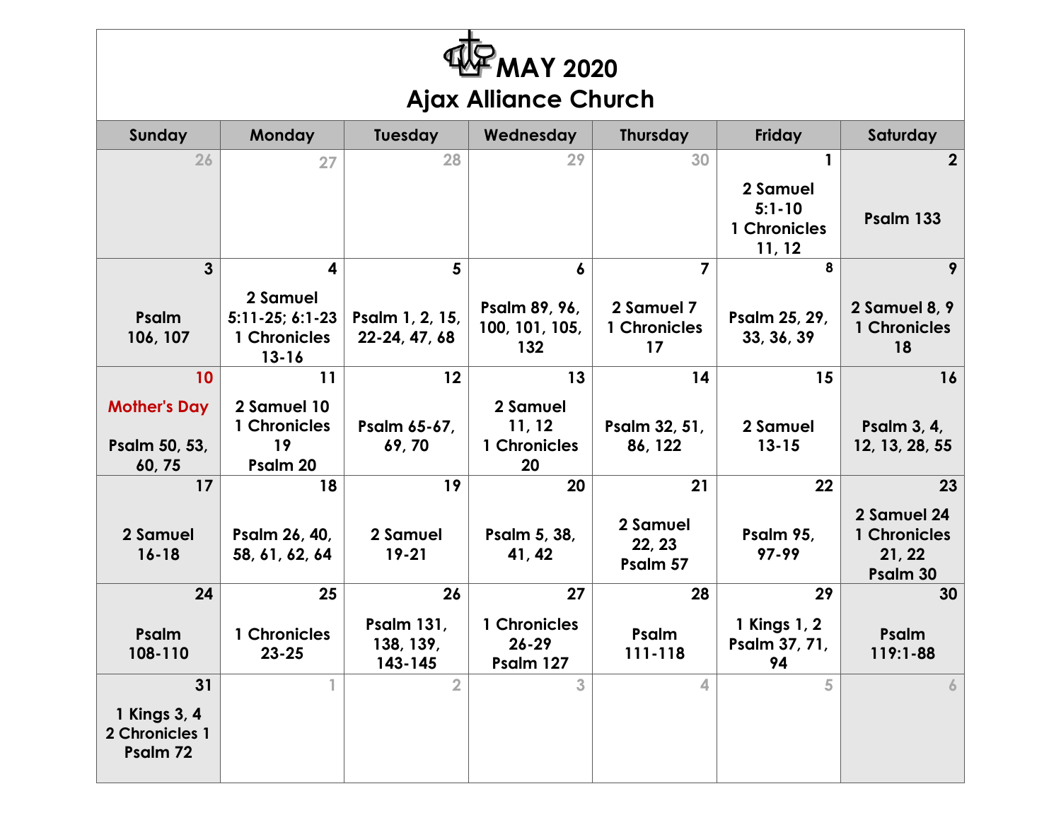# MAY 2020

## Ajax Alliance Church

| Sunday | Monday | Tuesday | Wednesday | Thursday | Friday | Saturday |
|---|---|---|---|---|---|---|
| 26 | 27 | 28 | 29 | 30 | 1<br>2 Samuel 5:1-10<br>1 Chronicles 11, 12 | 2<br>Psalm 133 |
| 3<br>Psalm 106, 107 | 4<br>2 Samuel 5:11-25; 6:1-23<br>1 Chronicles 13-16 | 5<br>Psalm 1, 2, 15, 22-24, 47, 68 | 6<br>Psalm 89, 96, 100, 101, 105, 132 | 7<br>2 Samuel 7<br>1 Chronicles 17 | 8<br>Psalm 25, 29, 33, 36, 39 | 9<br>2 Samuel 8, 9<br>1 Chronicles 18 |
| 10<br>Mother's Day<br>Psalm 50, 53, 60, 75 | 11<br>2 Samuel 10<br>1 Chronicles 19<br>Psalm 20 | 12<br>Psalm 65-67, 69, 70 | 13<br>2 Samuel 11, 12<br>1 Chronicles 20 | 14<br>Psalm 32, 51, 86, 122 | 15<br>2 Samuel 13-15 | 16<br>Psalm 3, 4, 12, 13, 28, 55 |
| 17<br>2 Samuel 16-18 | 18<br>Psalm 26, 40, 58, 61, 62, 64 | 19<br>2 Samuel 19-21 | 20<br>Psalm 5, 38, 41, 42 | 21<br>2 Samuel 22, 23<br>Psalm 57 | 22<br>Psalm 95, 97-99 | 23<br>2 Samuel 24<br>1 Chronicles 21, 22<br>Psalm 30 |
| 24<br>Psalm 108-110 | 25<br>1 Chronicles 23-25 | 26<br>Psalm 131, 138, 139, 143-145 | 27<br>1 Chronicles 26-29<br>Psalm 127 | 28<br>Psalm 111-118 | 29<br>1 Kings 1, 2<br>Psalm 37, 71, 94 | 30<br>Psalm 119:1-88 |
| 31<br>1 Kings 3, 4<br>2 Chronicles 1<br>Psalm 72 | 1 | 2 | 3 | 4 | 5 | 6 |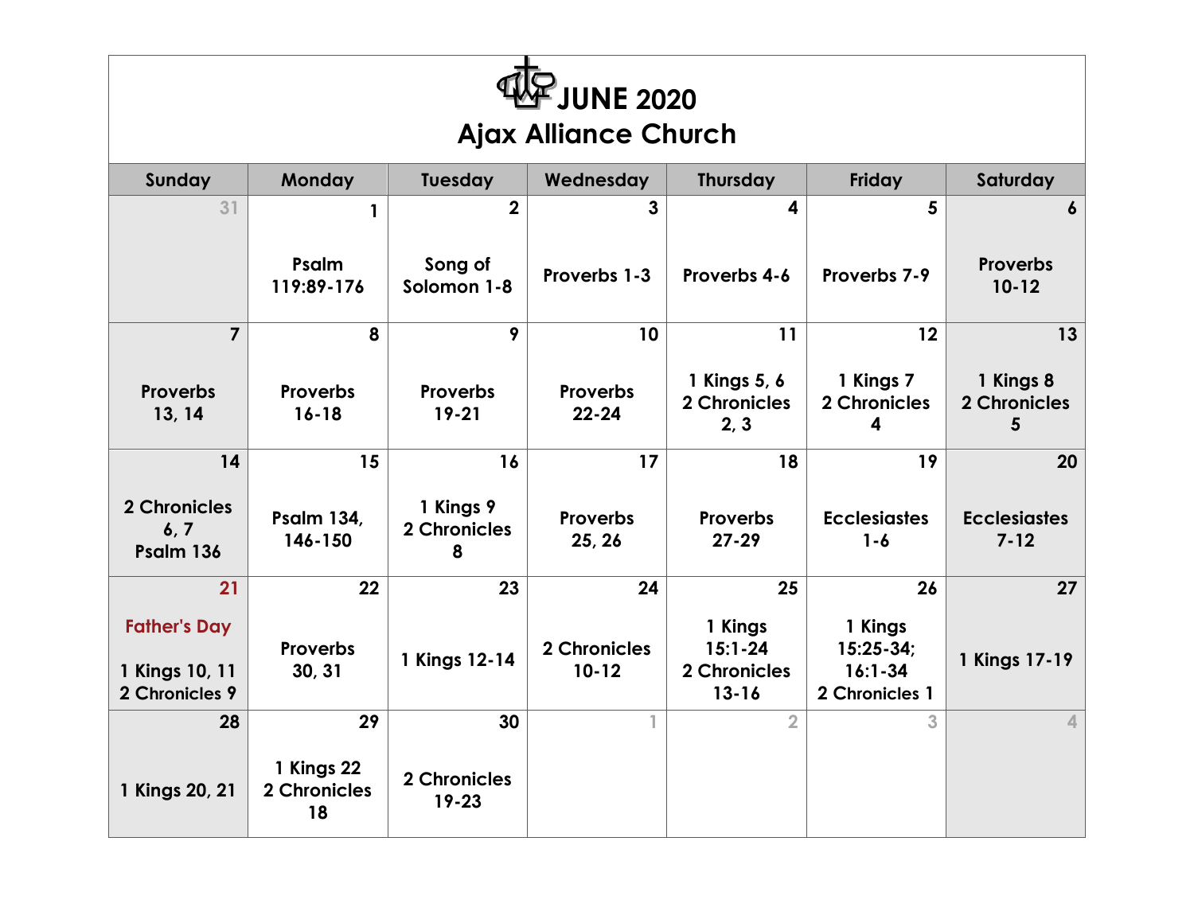# JUNE 2020

## Ajax Alliance Church

| Sunday | Monday | Tuesday | Wednesday | Thursday | Friday | Saturday |
|---|---|---|---|---|---|---|
| 31 | 1<br>Psalm 119:89-176 | 2<br>Song of Solomon 1-8 | 3<br>Proverbs 1-3 | 4<br>Proverbs 4-6 | 5<br>Proverbs 7-9 | 6<br>Proverbs 10-12 |
| 7<br>Proverbs 13, 14 | 8<br>Proverbs 16-18 | 9<br>Proverbs 19-21 | 10<br>Proverbs 22-24 | 11<br>1 Kings 5, 6<br>2 Chronicles 2, 3 | 12<br>1 Kings 7<br>2 Chronicles 4 | 13<br>1 Kings 8<br>2 Chronicles 5 |
| 14<br>2 Chronicles 6, 7<br>Psalm 136 | 15<br>Psalm 134, 146-150 | 16<br>1 Kings 9<br>2 Chronicles 8 | 17<br>Proverbs 25, 26 | 18<br>Proverbs 27-29 | 19<br>Ecclesiastes 1-6 | 20<br>Ecclesiastes 7-12 |
| 21<br>Father's Day<br>1 Kings 10, 11<br>2 Chronicles 9 | 22<br>Proverbs 30, 31 | 23<br>1 Kings 12-14 | 24<br>2 Chronicles 10-12 | 25<br>1 Kings 15:1-24<br>2 Chronicles 13-16 | 26<br>1 Kings 15:25-34; 16:1-34<br>2 Chronicles 1 | 27<br>1 Kings 17-19 |
| 28<br>1 Kings 20, 21 | 29<br>1 Kings 22<br>2 Chronicles 18 | 30<br>2 Chronicles 19-23 | 1 | 2 | 3 | 4 |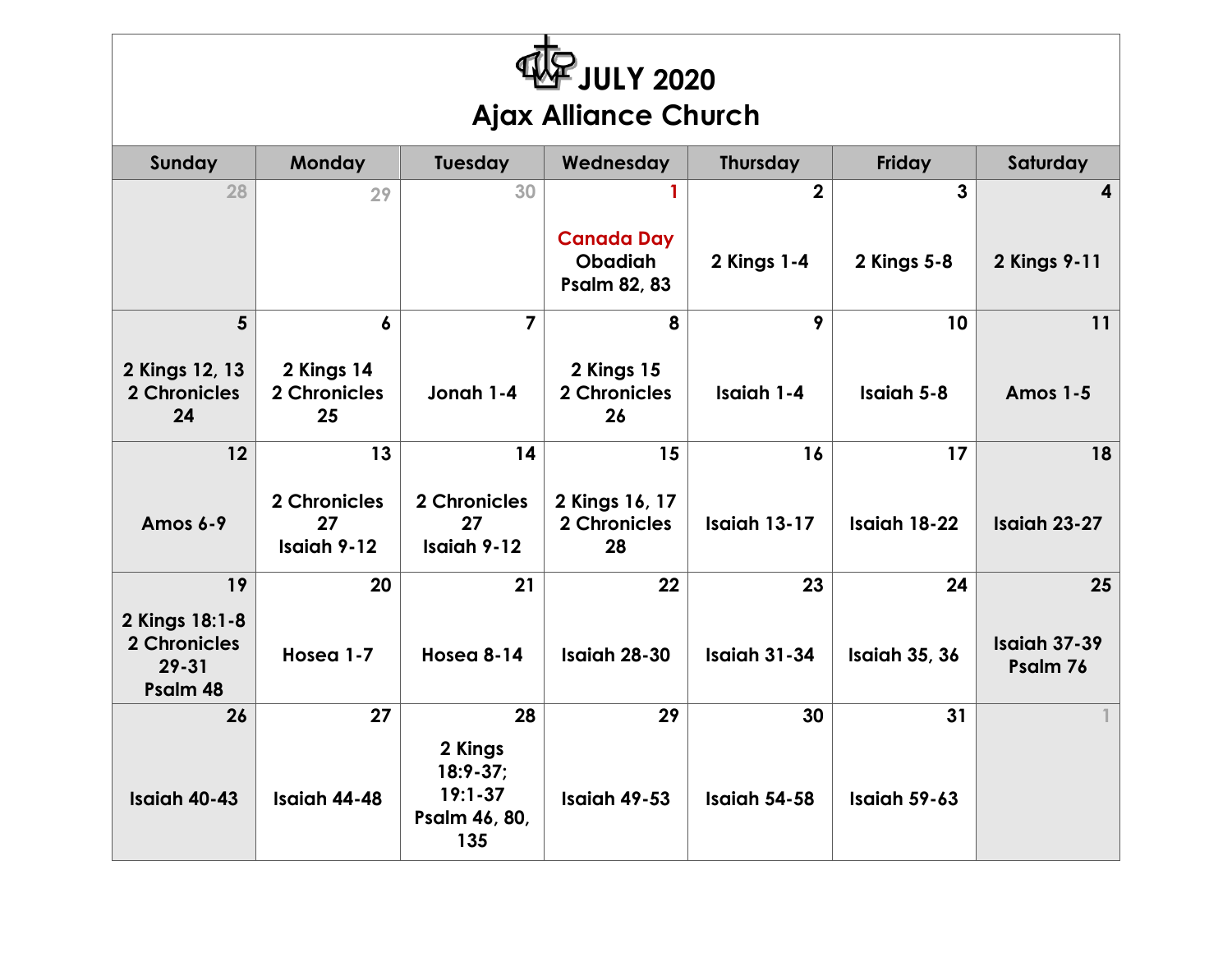# JULY 2020

## Ajax Alliance Church

| Sunday | Monday | Tuesday | Wednesday | Thursday | Friday | Saturday |
|---|---|---|---|---|---|---|
| 28 | 29 | 30 | 1<br>Canada Day<br>Obadiah<br>Psalm 82, 83 | 2<br>2 Kings 1-4 | 3<br>2 Kings 5-8 | 4<br>2 Kings 9-11 |
| 5<br>2 Kings 12, 13<br>2 Chronicles 24 | 6<br>2 Kings 14<br>2 Chronicles 25 | 7<br>Jonah 1-4 | 8<br>2 Kings 15<br>2 Chronicles 26 | 9<br>Isaiah 1-4 | 10<br>Isaiah 5-8 | 11<br>Amos 1-5 |
| 12<br>Amos 6-9 | 13<br>2 Chronicles 27<br>Isaiah 9-12 | 14<br>2 Chronicles 27<br>Isaiah 9-12 | 15<br>2 Kings 16, 17<br>2 Chronicles 28 | 16<br>Isaiah 13-17 | 17<br>Isaiah 18-22 | 18<br>Isaiah 23-27 |
| 19<br>2 Kings 18:1-8<br>2 Chronicles 29-31<br>Psalm 48 | 20<br>Hosea 1-7 | 21<br>Hosea 8-14 | 22<br>Isaiah 28-30 | 23<br>Isaiah 31-34 | 24<br>Isaiah 35, 36 | 25<br>Isaiah 37-39<br>Psalm 76 |
| 26<br>Isaiah 40-43 | 27<br>Isaiah 44-48 | 28<br>2 Kings 18:9-37; 19:1-37<br>Psalm 46, 80, 135 | 29<br>Isaiah 49-53 | 30<br>Isaiah 54-58 | 31<br>Isaiah 59-63 | 1 |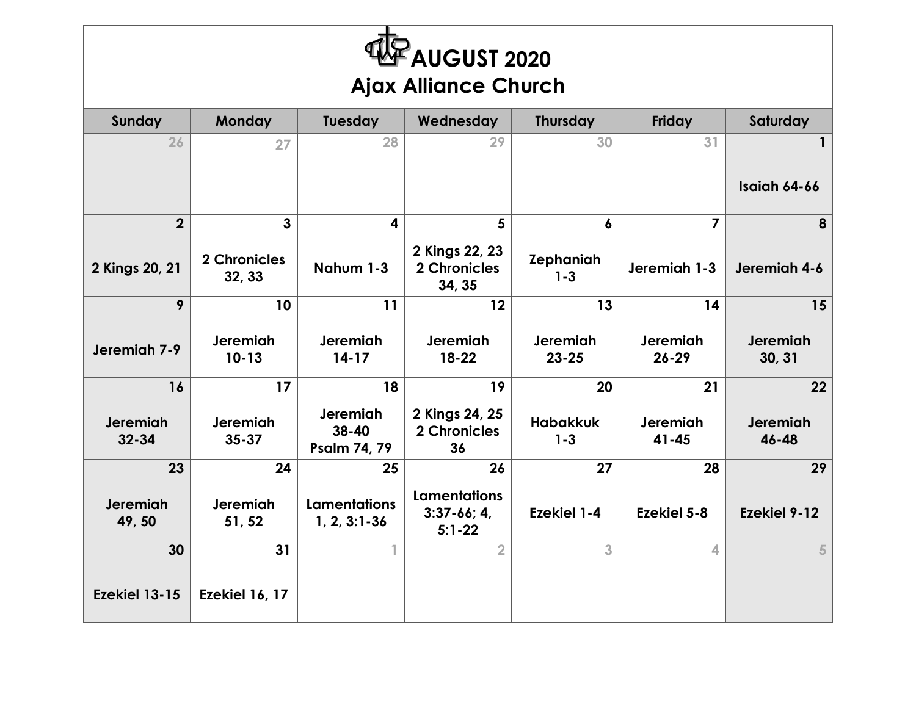# AUGUST 2020

## Ajax Alliance Church

| Sunday | Monday | Tuesday | Wednesday | Thursday | Friday | Saturday |
|---|---|---|---|---|---|---|
| 26 | 27 | 28 | 29 | 30 | 31 | 1<br>**Isaiah 64-66** |
| 2<br>**2 Kings 20, 21** | 3<br>**2 Chronicles 32, 33** | 4<br>**Nahum 1-3** | 5<br>**2 Kings 22, 23 2 Chronicles 34, 35** | 6<br>**Zephaniah 1-3** | 7<br>**Jeremiah 1-3** | 8<br>**Jeremiah 4-6** |
| 9<br>**Jeremiah 7-9** | 10<br>**Jeremiah 10-13** | 11<br>**Jeremiah 14-17** | 12<br>**Jeremiah 18-22** | 13<br>**Jeremiah 23-25** | 14<br>**Jeremiah 26-29** | 15<br>**Jeremiah 30, 31** |
| 16<br>**Jeremiah 32-34** | 17<br>**Jeremiah 35-37** | 18<br>**Jeremiah 38-40 Psalm 74, 79** | 19<br>**2 Kings 24, 25 2 Chronicles 36** | 20<br>**Habakkuk 1-3** | 21<br>**Jeremiah 41-45** | 22<br>**Jeremiah 46-48** |
| 23<br>**Jeremiah 49, 50** | 24<br>**Jeremiah 51, 52** | 25<br>**Lamentations 1, 2, 3:1-36** | 26<br>**Lamentations 3:37-66; 4, 5:1-22** | 27<br>**Ezekiel 1-4** | 28<br>**Ezekiel 5-8** | 29<br>**Ezekiel 9-12** |
| 30<br>**Ezekiel 13-15** | 31<br>**Ezekiel 16, 17** | 1 | 2 | 3 | 4 | 5 |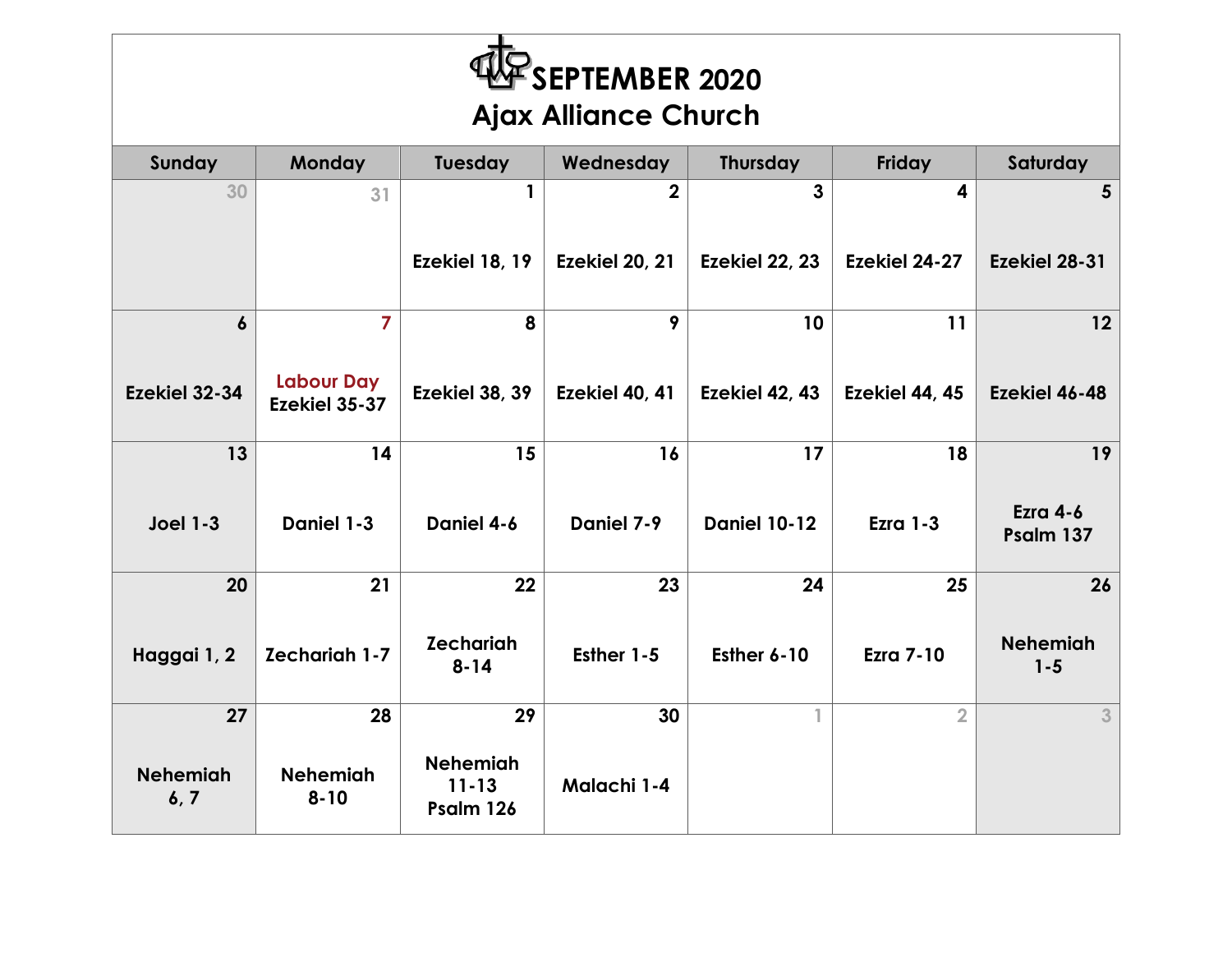# SEPTEMBER 2020
## Ajax Alliance Church

| Sunday | Monday | Tuesday | Wednesday | Thursday | Friday | Saturday |
|---|---|---|---|---|---|---|
| 30 | 31 | 1<br>Ezekiel 18, 19 | 2<br>Ezekiel 20, 21 | 3<br>Ezekiel 22, 23 | 4<br>Ezekiel 24-27 | 5<br>Ezekiel 28-31 |
| 6<br>Ezekiel 32-34 | 7<br>Labour Day<br>Ezekiel 35-37 | 8<br>Ezekiel 38, 39 | 9<br>Ezekiel 40, 41 | 10<br>Ezekiel 42, 43 | 11<br>Ezekiel 44, 45 | 12<br>Ezekiel 46-48 |
| 13<br>Joel 1-3 | 14<br>Daniel 1-3 | 15<br>Daniel 4-6 | 16<br>Daniel 7-9 | 17<br>Daniel 10-12 | 18<br>Ezra 1-3 | 19<br>Ezra 4-6<br>Psalm 137 |
| 20<br>Haggai 1, 2 | 21<br>Zechariah 1-7 | 22<br>Zechariah 8-14 | 23<br>Esther 1-5 | 24<br>Esther 6-10 | 25<br>Ezra 7-10 | 26<br>Nehemiah 1-5 |
| 27<br>Nehemiah 6, 7 | 28<br>Nehemiah 8-10 | 29<br>Nehemiah 11-13<br>Psalm 126 | 30<br>Malachi 1-4 | 1 | 2 | 3 |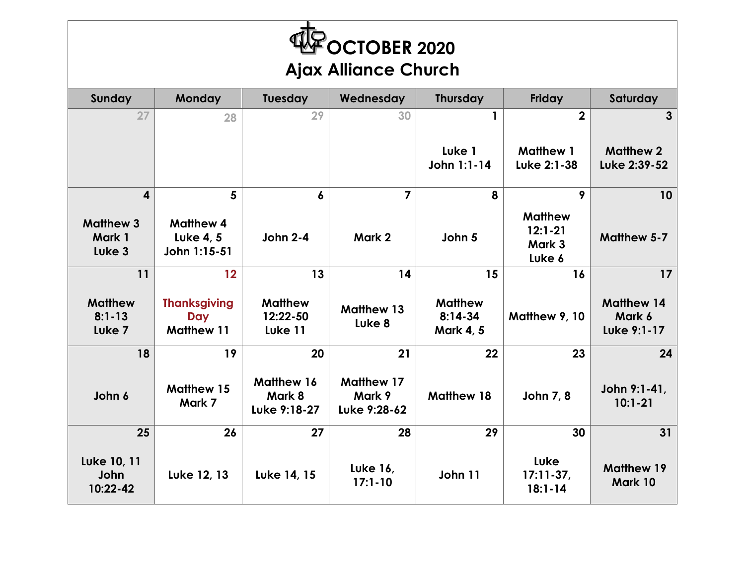# OCTOBER 2020

## Ajax Alliance Church

| Sunday | Monday | Tuesday | Wednesday | Thursday | Friday | Saturday |
|---|---|---|---|---|---|---|
| 27 | 28 | 29 | 30 | 1<br>Luke 1<br>John 1:1-14 | 2<br>Matthew 1<br>Luke 2:1-38 | 3<br>Matthew 2<br>Luke 2:39-52 |
| 4<br>Matthew 3<br>Mark 1<br>Luke 3 | 5<br>Matthew 4<br>Luke 4, 5<br>John 1:15-51 | 6<br>John 2-4 | 7<br>Mark 2 | 8<br>John 5 | 9<br>Matthew 12:1-21<br>Mark 3<br>Luke 6 | 10<br>Matthew 5-7 |
| 11<br>Matthew 8:1-13<br>Luke 7 | 12<br>Thanksgiving Day<br>Matthew 11 | 13<br>Matthew 12:22-50<br>Luke 11 | 14<br>Matthew 13<br>Luke 8 | 15<br>Matthew 8:14-34<br>Mark 4, 5 | 16<br>Matthew 9, 10 | 17<br>Matthew 14<br>Mark 6<br>Luke 9:1-17 |
| 18<br>John 6 | 19<br>Matthew 15<br>Mark 7 | 20<br>Matthew 16<br>Mark 8<br>Luke 9:18-27 | 21<br>Matthew 17<br>Mark 9<br>Luke 9:28-62 | 22<br>Matthew 18 | 23<br>John 7, 8 | 24<br>John 9:1-41, 10:1-21 |
| 25<br>Luke 10, 11<br>John 10:22-42 | 26<br>Luke 12, 13 | 27<br>Luke 14, 15 | 28<br>Luke 16, 17:1-10 | 29<br>John 11 | 30<br>Luke 17:11-37, 18:1-14 | 31<br>Matthew 19<br>Mark 10 |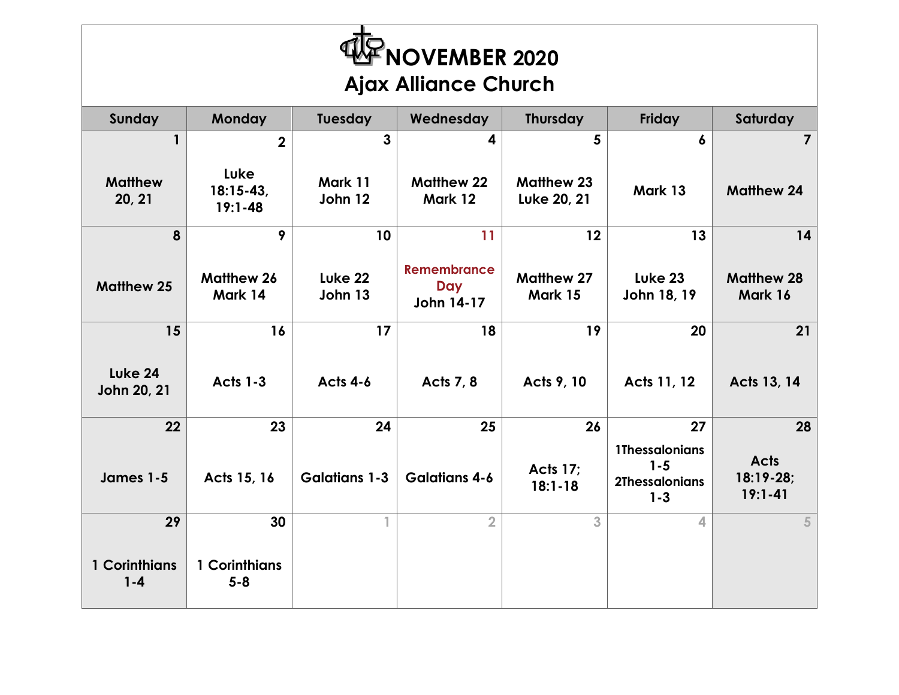# NOVEMBER 2020

## Ajax Alliance Church

| Sunday | Monday | Tuesday | Wednesday | Thursday | Friday | Saturday |
|---|---|---|---|---|---|---|
| 1<br>Matthew 20, 21 | 2<br>Luke 18:15-43, 19:1-48 | 3<br>Mark 11<br>John 12 | 4<br>Matthew 22<br>Mark 12 | 5<br>Matthew 23<br>Luke 20, 21 | 6<br>Mark 13 | 7<br>Matthew 24 |
| 8<br>Matthew 25 | 9<br>Matthew 26<br>Mark 14 | 10<br>Luke 22<br>John 13 | 11<br>Remembrance Day<br>John 14-17 | 12<br>Matthew 27<br>Mark 15 | 13<br>Luke 23<br>John 18, 19 | 14<br>Matthew 28<br>Mark 16 |
| 15<br>Luke 24<br>John 20, 21 | 16<br>Acts 1-3 | 17<br>Acts 4-6 | 18<br>Acts 7, 8 | 19<br>Acts 9, 10 | 20<br>Acts 11, 12 | 21<br>Acts 13, 14 |
| 22<br>James 1-5 | 23<br>Acts 15, 16 | 24<br>Galatians 1-3 | 25<br>Galatians 4-6 | 26<br>Acts 17; 18:1-18 | 27<br>1Thessalonians 1-5<br>2Thessalonians 1-3 | 28<br>Acts 18:19-28; 19:1-41 |
| 29<br>1 Corinthians 1-4 | 30<br>1 Corinthians 5-8 | 1 | 2 | 3 | 4 | 5 |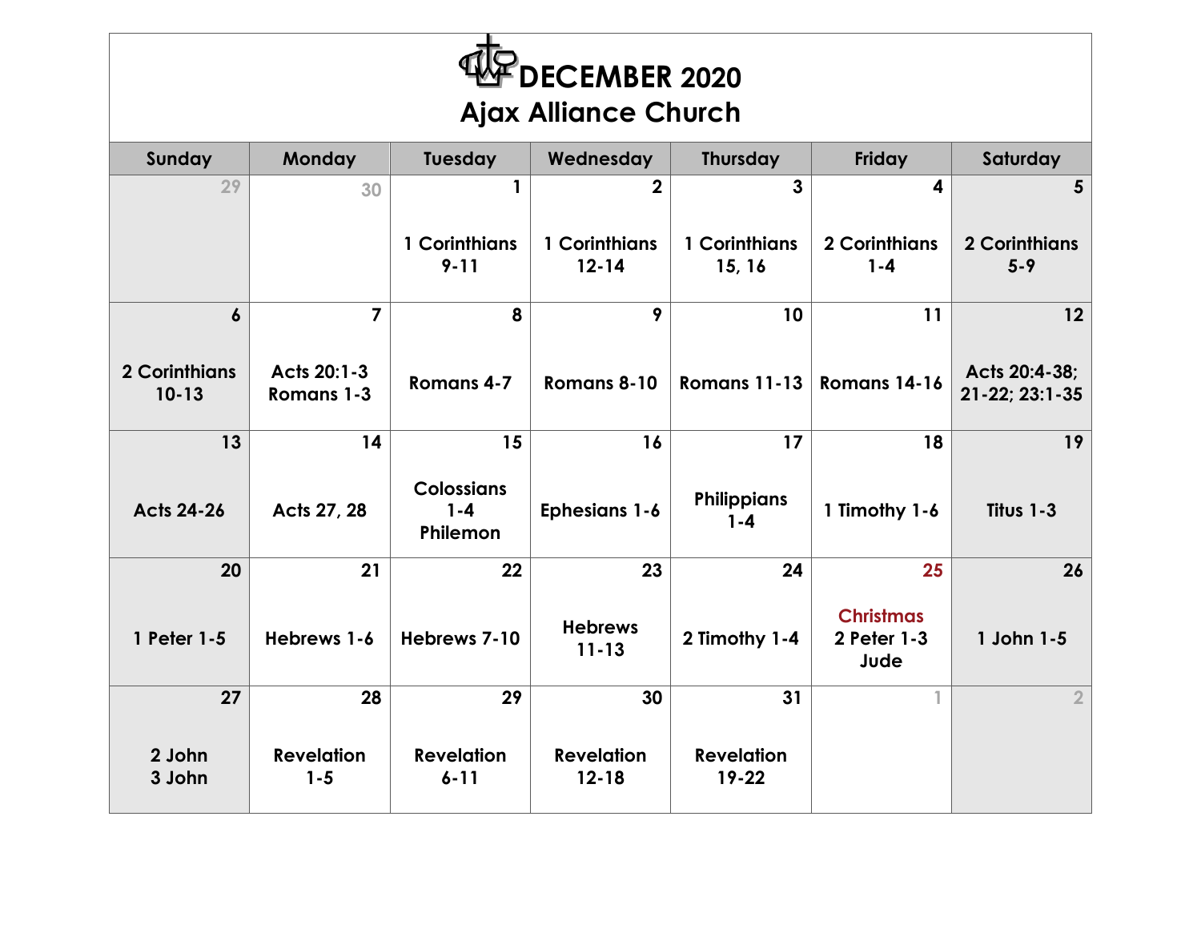# DECEMBER 2020

## Ajax Alliance Church

| Sunday | Monday | Tuesday | Wednesday | Thursday | Friday | Saturday |
|---|---|---|---|---|---|---|
| 29 | 30 | 1<br>1 Corinthians 9-11 | 2<br>1 Corinthians 12-14 | 3<br>1 Corinthians 15, 16 | 4<br>2 Corinthians 1-4 | 5<br>2 Corinthians 5-9 |
| 6<br>2 Corinthians 10-13 | 7<br>Acts 20:1-3<br>Romans 1-3 | 8<br>Romans 4-7 | 9<br>Romans 8-10 | 10<br>Romans 11-13 | 11<br>Romans 14-16 | 12<br>Acts 20:4-38; 21-22; 23:1-35 |
| 13<br>Acts 24-26 | 14<br>Acts 27, 28 | 15<br>Colossians 1-4<br>Philemon | 16<br>Ephesians 1-6 | 17<br>Philippians 1-4 | 18<br>1 Timothy 1-6 | 19<br>Titus 1-3 |
| 20<br>1 Peter 1-5 | 21<br>Hebrews 1-6 | 22<br>Hebrews 7-10 | 23<br>Hebrews 11-13 | 24<br>2 Timothy 1-4 | 25<br>Christmas<br>2 Peter 1-3<br>Jude | 26<br>1 John 1-5 |
| 27<br>2 John<br>3 John | 28<br>Revelation 1-5 | 29<br>Revelation 6-11 | 30<br>Revelation 12-18 | 31<br>Revelation 19-22 | 1 | 2 |